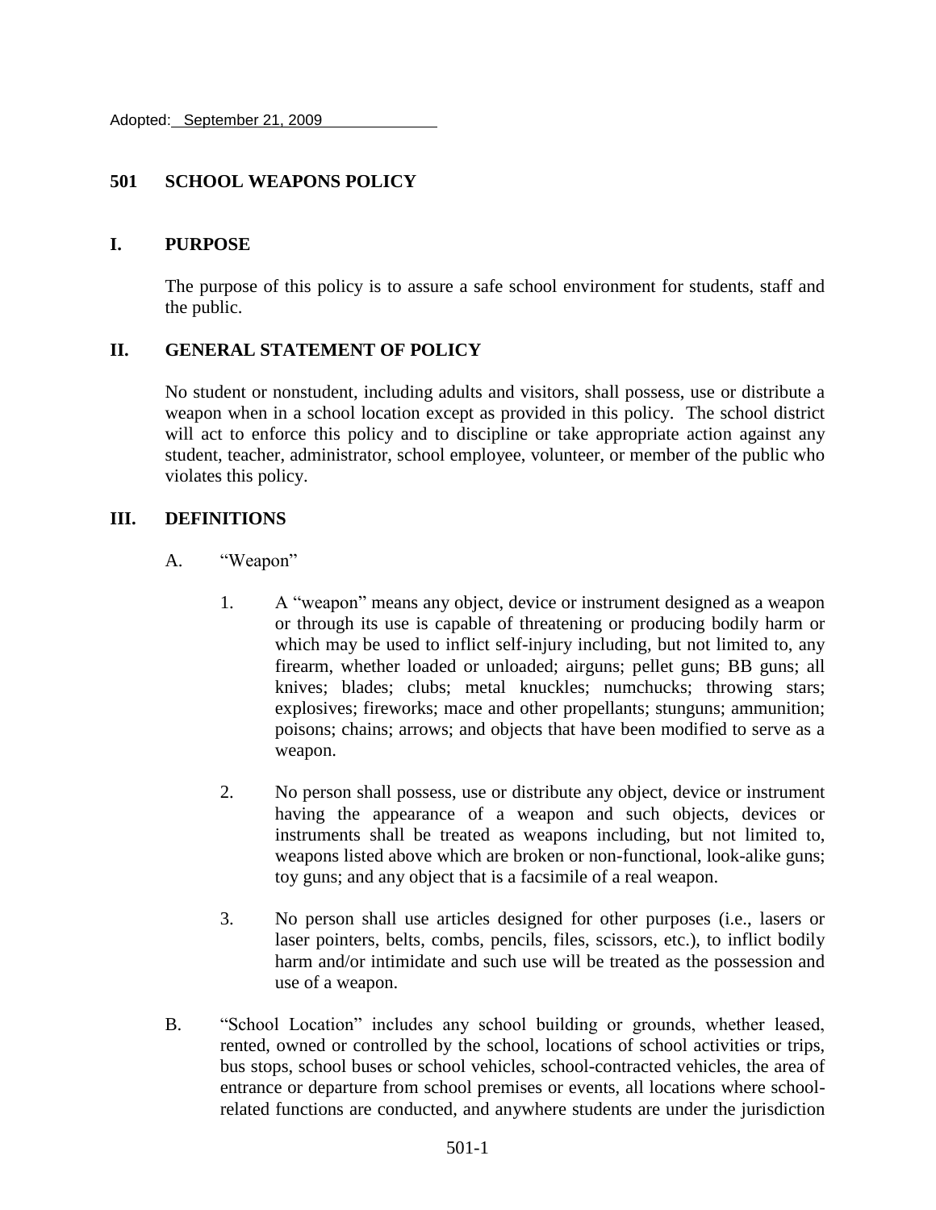Adopted: September 21, 2009

# 501 SCHOOL WEAPONS POLICY

## I. PURPOSE

The purpose of this policy is to assure a safe school environment for students, staff and the public.

## II. GENERAL STATEMENT OF POLICY

No student or nonstudent, including adults and visitors, shall possess, use or distribute a weapon when in a school location except as provided in this policy. The school district will act to enforce this policy and to discipline or take appropriate action against any student, teacher, administrator, school employee, volunteer, or member of the public who violates this policy.

## III. DEFINITIONS

A. "Weapon"

1. A "weapon" means any object, device or instrument designed as a weapon or through its use is capable of threatening or producing bodily harm or which may be used to inflict self-injury including, but not limited to, any firearm, whether loaded or unloaded; airguns; pellet guns; BB guns; all knives; blades; clubs; metal knuckles; numchucks; throwing stars; explosives; fireworks; mace and other propellants; stunguns; ammunition; poisons; chains; arrows; and objects that have been modified to serve as a weapon.

2. No person shall possess, use or distribute any object, device or instrument having the appearance of a weapon and such objects, devices or instruments shall be treated as weapons including, but not limited to, weapons listed above which are broken or non-functional, look-alike guns; toy guns; and any object that is a facsimile of a real weapon.

3. No person shall use articles designed for other purposes (i.e., lasers or laser pointers, belts, combs, pencils, files, scissors, etc.), to inflict bodily harm and/or intimidate and such use will be treated as the possession and use of a weapon.

B. "School Location" includes any school building or grounds, whether leased, rented, owned or controlled by the school, locations of school activities or trips, bus stops, school buses or school vehicles, school-contracted vehicles, the area of entrance or departure from school premises or events, all locations where school-related functions are conducted, and anywhere students are under the jurisdiction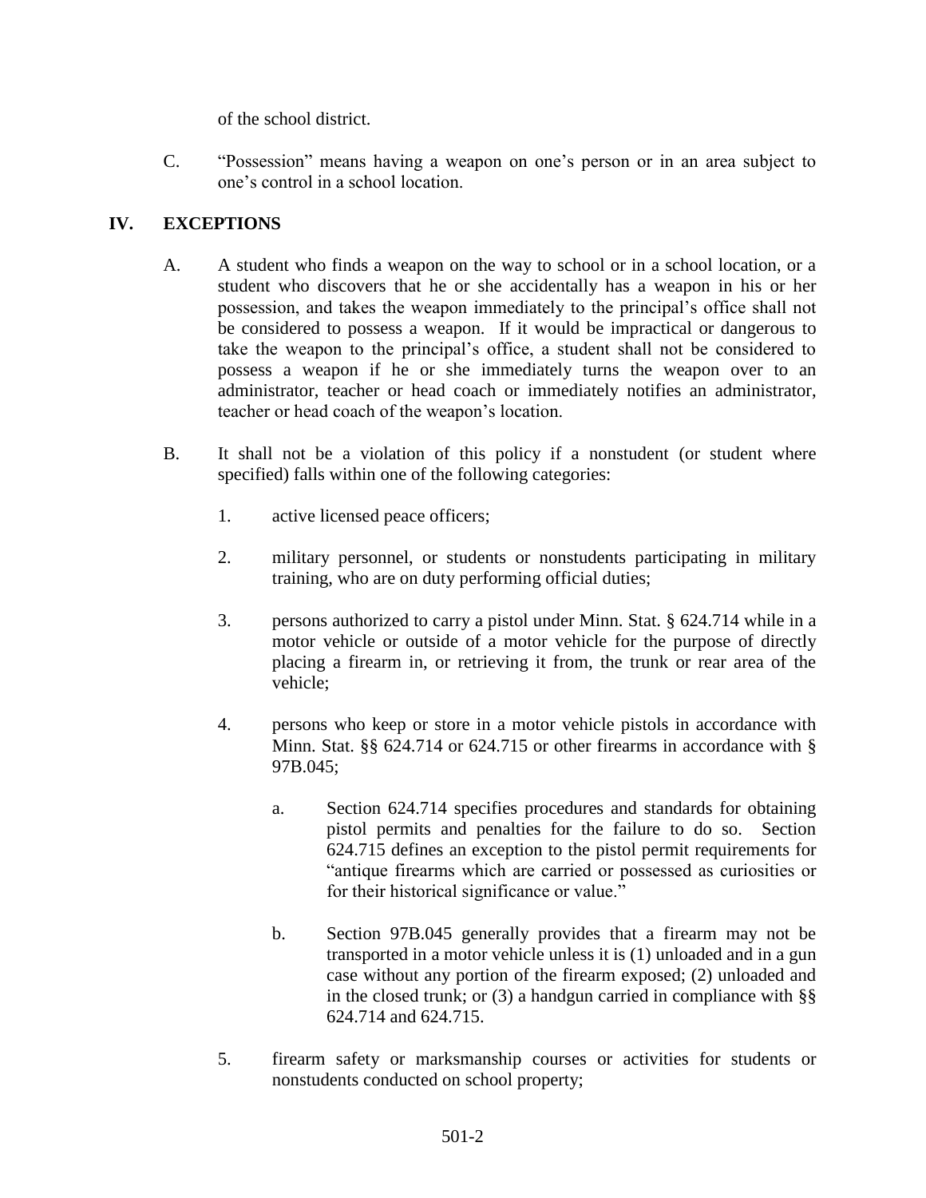of the school district.

C. "Possession" means having a weapon on one's person or in an area subject to one's control in a school location.

## IV. EXCEPTIONS

A. A student who finds a weapon on the way to school or in a school location, or a student who discovers that he or she accidentally has a weapon in his or her possession, and takes the weapon immediately to the principal's office shall not be considered to possess a weapon. If it would be impractical or dangerous to take the weapon to the principal's office, a student shall not be considered to possess a weapon if he or she immediately turns the weapon over to an administrator, teacher or head coach or immediately notifies an administrator, teacher or head coach of the weapon's location.

B. It shall not be a violation of this policy if a nonstudent (or student where specified) falls within one of the following categories:

1. active licensed peace officers;

2. military personnel, or students or nonstudents participating in military training, who are on duty performing official duties;

3. persons authorized to carry a pistol under Minn. Stat. § 624.714 while in a motor vehicle or outside of a motor vehicle for the purpose of directly placing a firearm in, or retrieving it from, the trunk or rear area of the vehicle;

4. persons who keep or store in a motor vehicle pistols in accordance with Minn. Stat. §§ 624.714 or 624.715 or other firearms in accordance with § 97B.045;

   a. Section 624.714 specifies procedures and standards for obtaining pistol permits and penalties for the failure to do so. Section 624.715 defines an exception to the pistol permit requirements for "antique firearms which are carried or possessed as curiosities or for their historical significance or value."

   b. Section 97B.045 generally provides that a firearm may not be transported in a motor vehicle unless it is (1) unloaded and in a gun case without any portion of the firearm exposed; (2) unloaded and in the closed trunk; or (3) a handgun carried in compliance with §§ 624.714 and 624.715.

5. firearm safety or marksmanship courses or activities for students or nonstudents conducted on school property;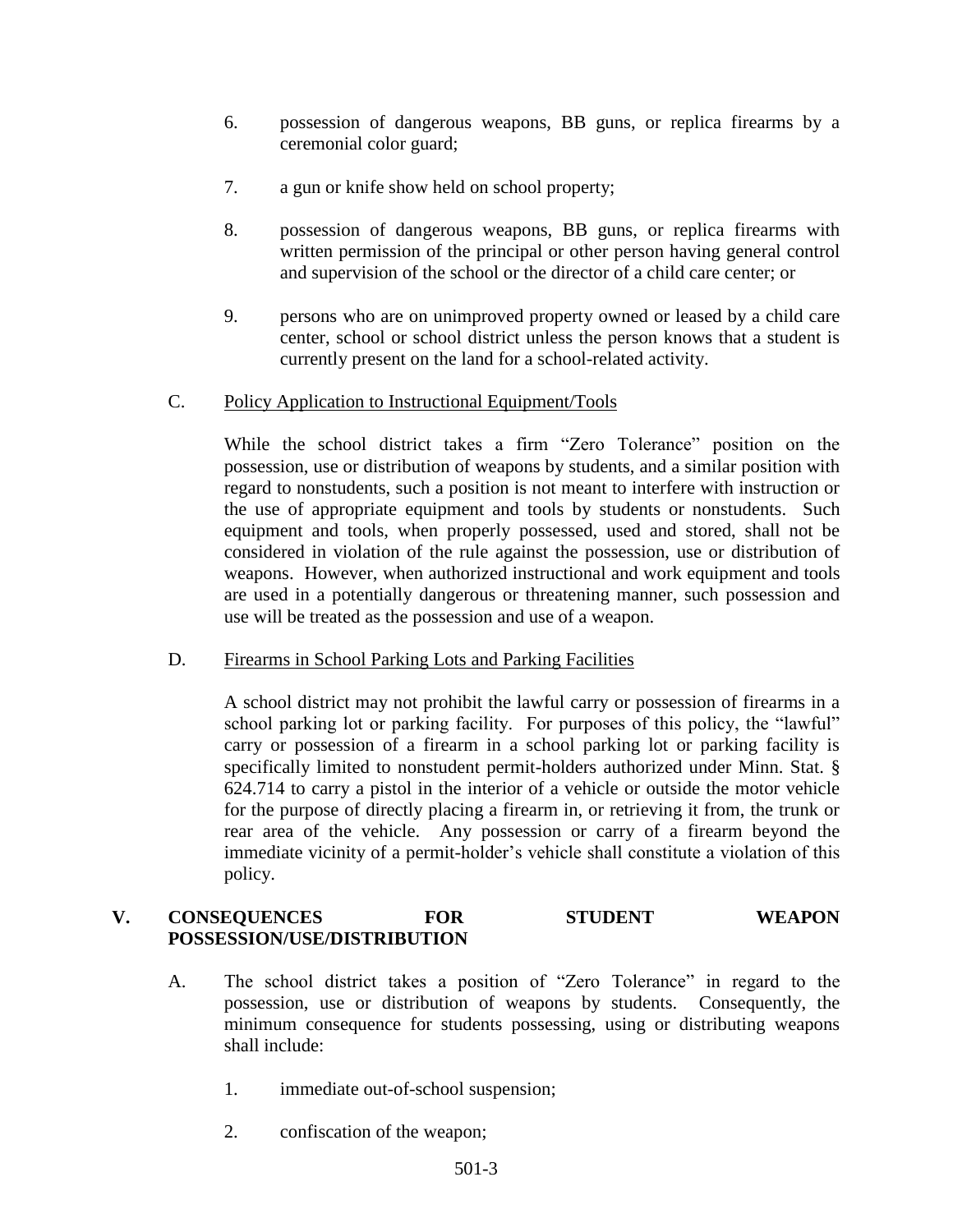6. possession of dangerous weapons, BB guns, or replica firearms by a ceremonial color guard;

7. a gun or knife show held on school property;

8. possession of dangerous weapons, BB guns, or replica firearms with written permission of the principal or other person having general control and supervision of the school or the director of a child care center; or

9. persons who are on unimproved property owned or leased by a child care center, school or school district unless the person knows that a student is currently present on the land for a school-related activity.

C. Policy Application to Instructional Equipment/Tools

While the school district takes a firm "Zero Tolerance" position on the possession, use or distribution of weapons by students, and a similar position with regard to nonstudents, such a position is not meant to interfere with instruction or the use of appropriate equipment and tools by students or nonstudents. Such equipment and tools, when properly possessed, used and stored, shall not be considered in violation of the rule against the possession, use or distribution of weapons. However, when authorized instructional and work equipment and tools are used in a potentially dangerous or threatening manner, such possession and use will be treated as the possession and use of a weapon.

D. Firearms in School Parking Lots and Parking Facilities

A school district may not prohibit the lawful carry or possession of firearms in a school parking lot or parking facility. For purposes of this policy, the "lawful" carry or possession of a firearm in a school parking lot or parking facility is specifically limited to nonstudent permit-holders authorized under Minn. Stat. § 624.714 to carry a pistol in the interior of a vehicle or outside the motor vehicle for the purpose of directly placing a firearm in, or retrieving it from, the trunk or rear area of the vehicle. Any possession or carry of a firearm beyond the immediate vicinity of a permit-holder's vehicle shall constitute a violation of this policy.

## V. CONSEQUENCES FOR STUDENT WEAPON POSSESSION/USE/DISTRIBUTION

A. The school district takes a position of "Zero Tolerance" in regard to the possession, use or distribution of weapons by students. Consequently, the minimum consequence for students possessing, using or distributing weapons shall include:

1. immediate out-of-school suspension;

2. confiscation of the weapon;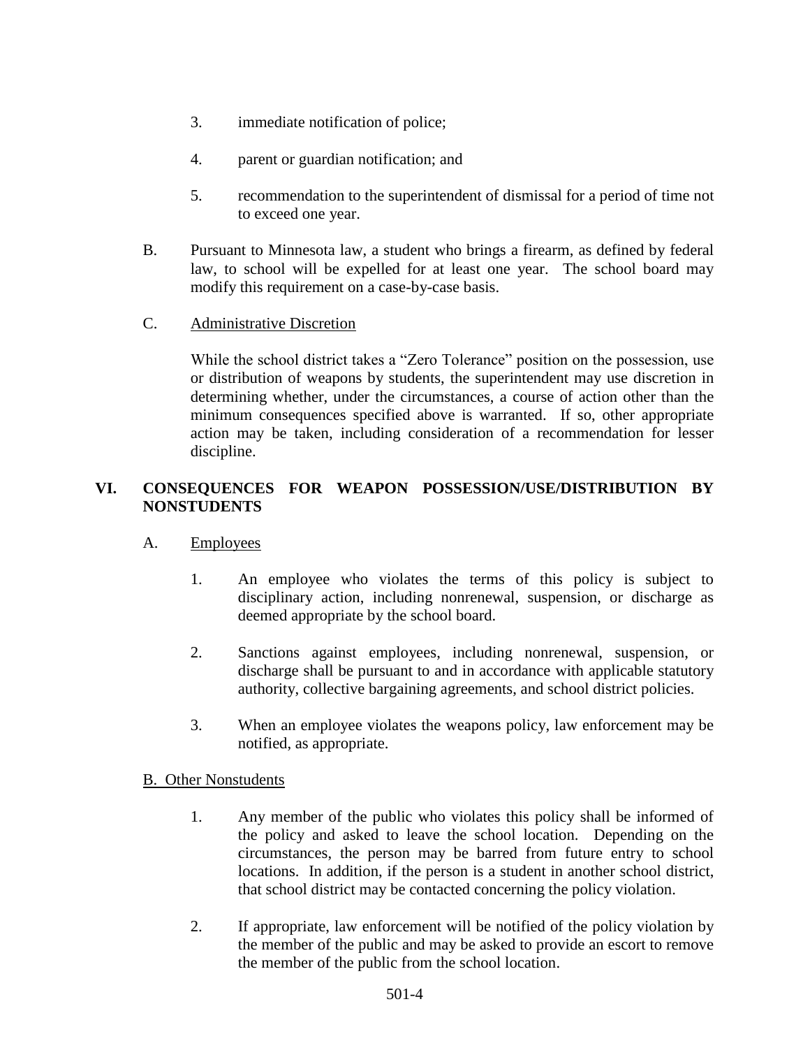3. immediate notification of police;

4. parent or guardian notification; and

5. recommendation to the superintendent of dismissal for a period of time not to exceed one year.

B. Pursuant to Minnesota law, a student who brings a firearm, as defined by federal law, to school will be expelled for at least one year. The school board may modify this requirement on a case-by-case basis.

C. Administrative Discretion

While the school district takes a "Zero Tolerance" position on the possession, use or distribution of weapons by students, the superintendent may use discretion in determining whether, under the circumstances, a course of action other than the minimum consequences specified above is warranted. If so, other appropriate action may be taken, including consideration of a recommendation for lesser discipline.

## VI. CONSEQUENCES FOR WEAPON POSSESSION/USE/DISTRIBUTION BY NONSTUDENTS

A. Employees

1. An employee who violates the terms of this policy is subject to disciplinary action, including nonrenewal, suspension, or discharge as deemed appropriate by the school board.

2. Sanctions against employees, including nonrenewal, suspension, or discharge shall be pursuant to and in accordance with applicable statutory authority, collective bargaining agreements, and school district policies.

3. When an employee violates the weapons policy, law enforcement may be notified, as appropriate.

B. Other Nonstudents

1. Any member of the public who violates this policy shall be informed of the policy and asked to leave the school location. Depending on the circumstances, the person may be barred from future entry to school locations. In addition, if the person is a student in another school district, that school district may be contacted concerning the policy violation.

2. If appropriate, law enforcement will be notified of the policy violation by the member of the public and may be asked to provide an escort to remove the member of the public from the school location.